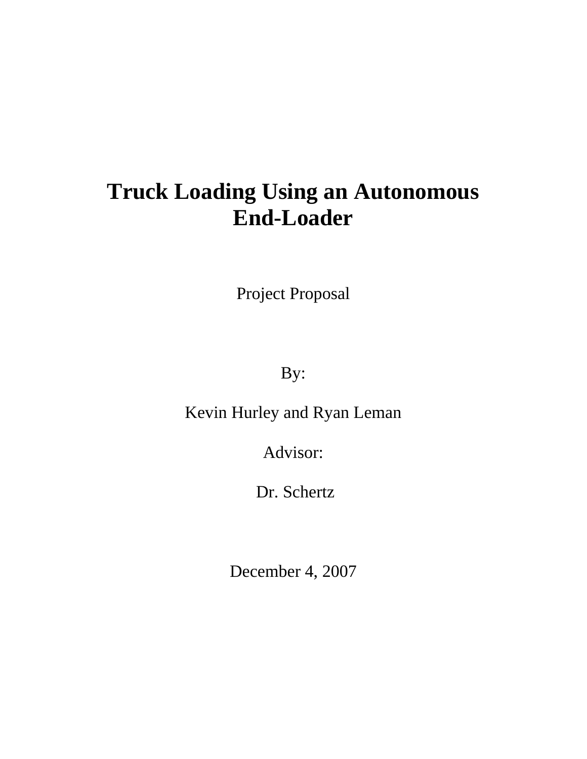# Truck Loading Using an Autonomous End-Loader

Project Proposal

By:

Kevin Hurley and Ryan Leman

Advisor:

Dr. Schertz

December 4, 2007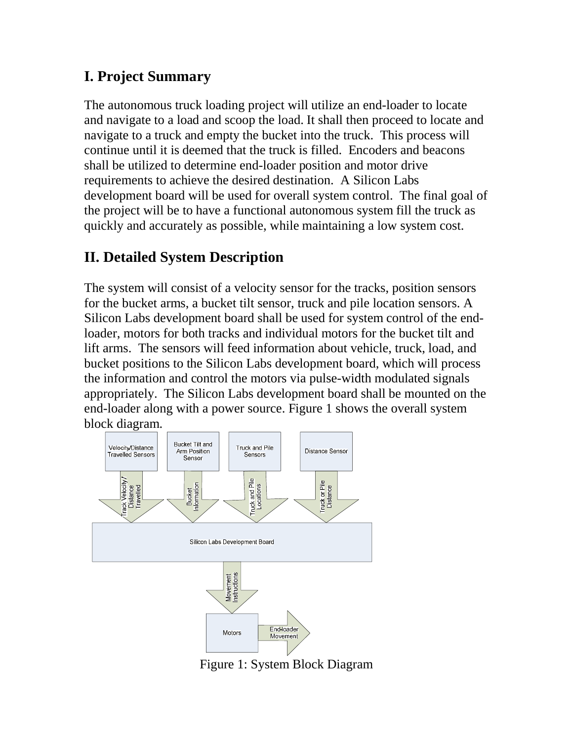## I. Project Summary

The autonomous truck loading project will utilize an end-loader to locate and navigate to a load and scoop the load. It shall then proceed to locate and navigate to a truck and empty the bucket into the truck. This process will continue until it is deemed that the truck is filled. Encoders and beacons shall be utilized to determine end-loader position and motor drive requirements to achieve the desired destination. A Silicon Labs development board will be used for overall system control. The final goal of the project will be to have a functional autonomous system fill the truck as quickly and accurately as possible, while maintaining a low system cost.

## II. Detailed System Description

The system will consist of a velocity sensor for the tracks, position sensors for the bucket arms, a bucket tilt sensor, truck and pile location sensors. A Silicon Labs development board shall be used for system control of the end-loader, motors for both tracks and individual motors for the bucket tilt and lift arms. The sensors will feed information about vehicle, truck, load, and bucket positions to the Silicon Labs development board, which will process the information and control the motors via pulse-width modulated signals appropriately. The Silicon Labs development board shall be mounted on the end-loader along with a power source. Figure 1 shows the overall system block diagram.

Velocity/Distance Travelled Sensors → Track Velocity/ Distance Travelled
Bucket Tilt and Arm Position Sensor → Bucket Information
Truck and Pile Sensors → Truck and Pile Locations
Distance Sensor → Truck or Pile Distance

Silicon Labs Development Board → Movement Instructions → Motors → End-loader Movement

Figure 1: System Block Diagram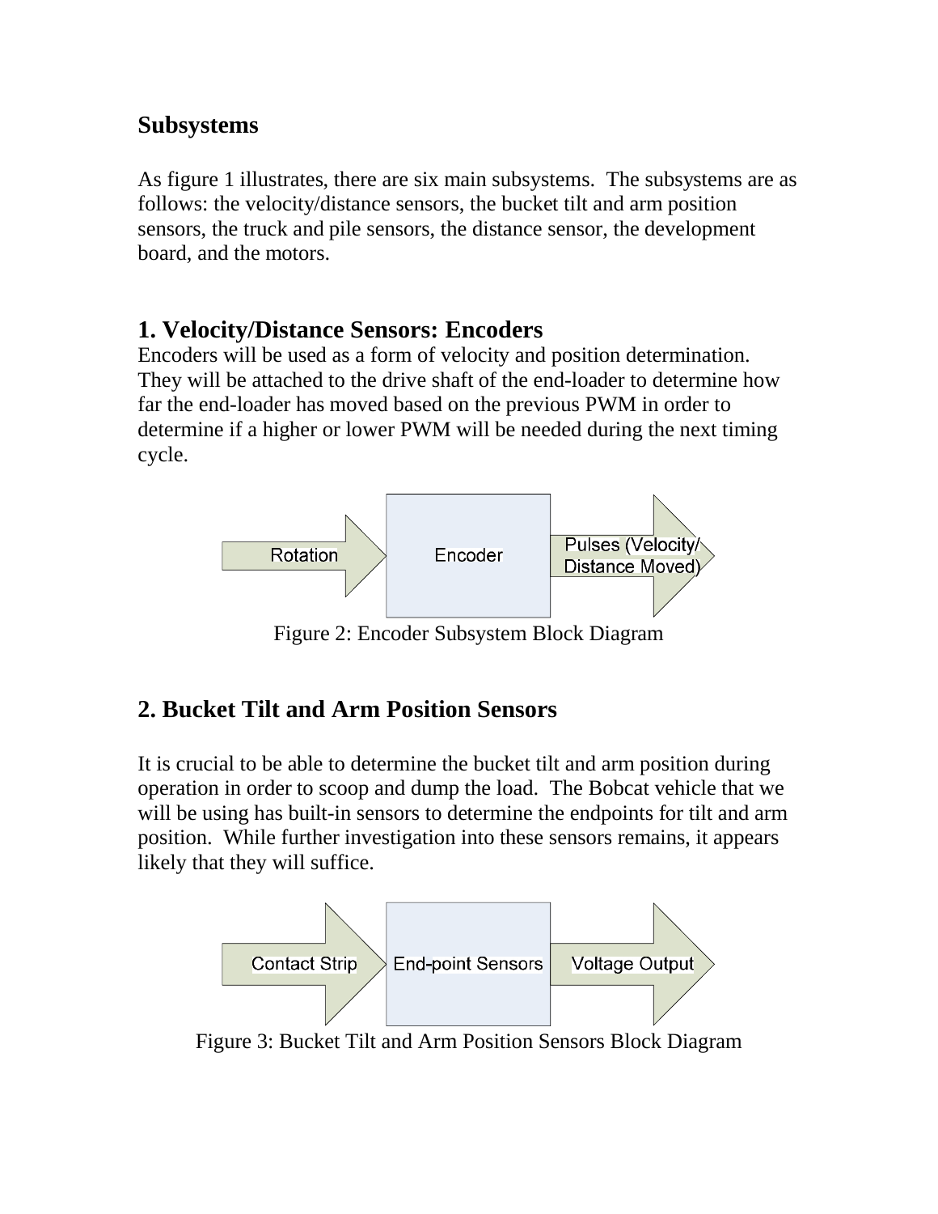## Subsystems

As figure 1 illustrates, there are six main subsystems. The subsystems are as follows: the velocity/distance sensors, the bucket tilt and arm position sensors, the truck and pile sensors, the distance sensor, the development board, and the motors.

## 1. Velocity/Distance Sensors: Encoders

Encoders will be used as a form of velocity and position determination. They will be attached to the drive shaft of the end-loader to determine how far the end-loader has moved based on the previous PWM in order to determine if a higher or lower PWM will be needed during the next timing cycle.

Rotation → Encoder → Pulses (Velocity/ Distance Moved)

Figure 2: Encoder Subsystem Block Diagram

## 2. Bucket Tilt and Arm Position Sensors

It is crucial to be able to determine the bucket tilt and arm position during operation in order to scoop and dump the load. The Bobcat vehicle that we will be using has built-in sensors to determine the endpoints for tilt and arm position. While further investigation into these sensors remains, it appears likely that they will suffice.

Contact Strip → End-point Sensors → Voltage Output

Figure 3: Bucket Tilt and Arm Position Sensors Block Diagram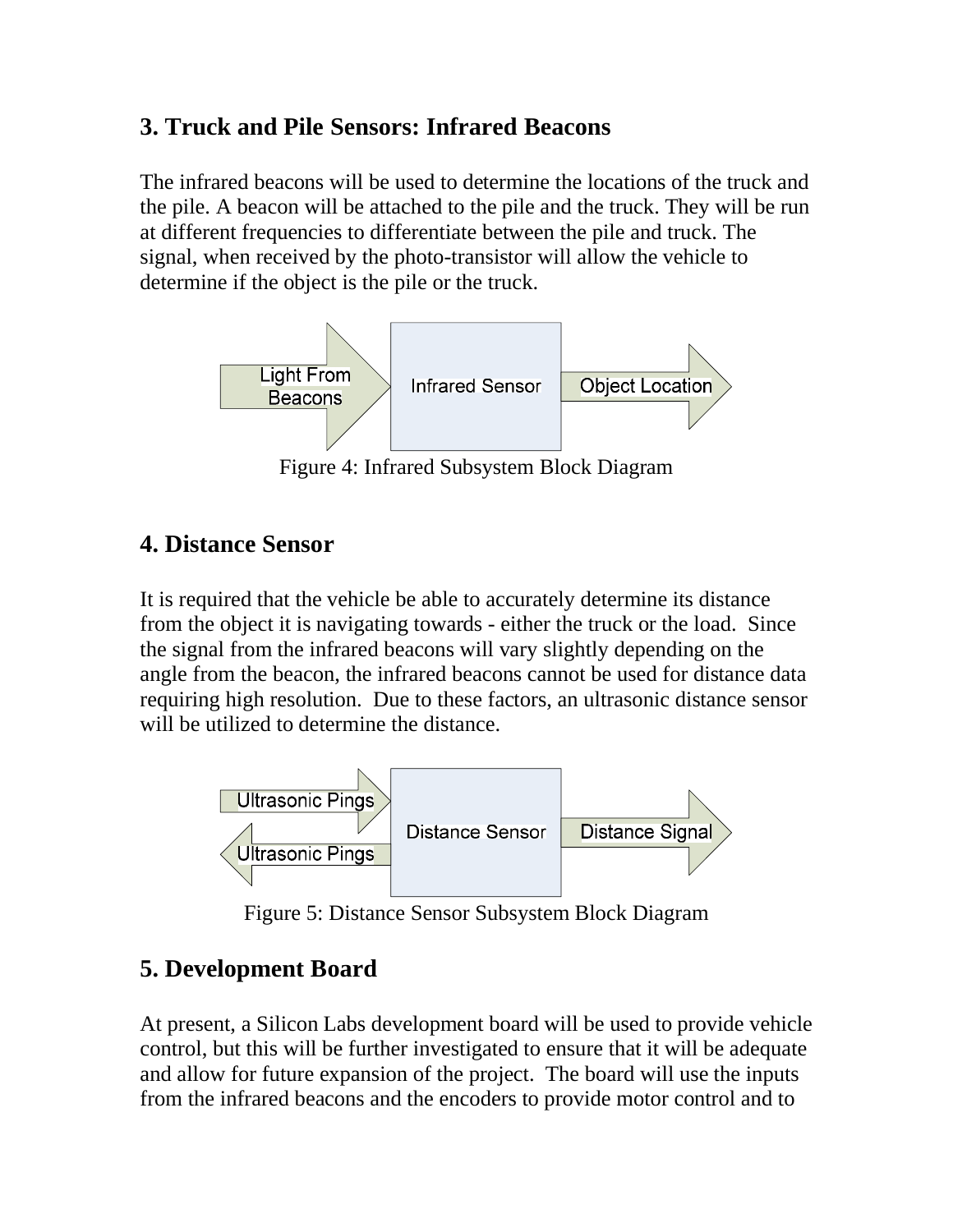## 3. Truck and Pile Sensors: Infrared Beacons

The infrared beacons will be used to determine the locations of the truck and the pile. A beacon will be attached to the pile and the truck. They will be run at different frequencies to differentiate between the pile and truck. The signal, when received by the photo-transistor will allow the vehicle to determine if the object is the pile or the truck.

Light From Beacons → Infrared Sensor → Object Location

Figure 4: Infrared Subsystem Block Diagram

## 4. Distance Sensor

It is required that the vehicle be able to accurately determine its distance from the object it is navigating towards - either the truck or the load. Since the signal from the infrared beacons will vary slightly depending on the angle from the beacon, the infrared beacons cannot be used for distance data requiring high resolution. Due to these factors, an ultrasonic distance sensor will be utilized to determine the distance.

Ultrasonic Pings → Distance Sensor → Distance Signal
Ultrasonic Pings ← Distance Sensor

Figure 5: Distance Sensor Subsystem Block Diagram

## 5. Development Board

At present, a Silicon Labs development board will be used to provide vehicle control, but this will be further investigated to ensure that it will be adequate and allow for future expansion of the project. The board will use the inputs from the infrared beacons and the encoders to provide motor control and to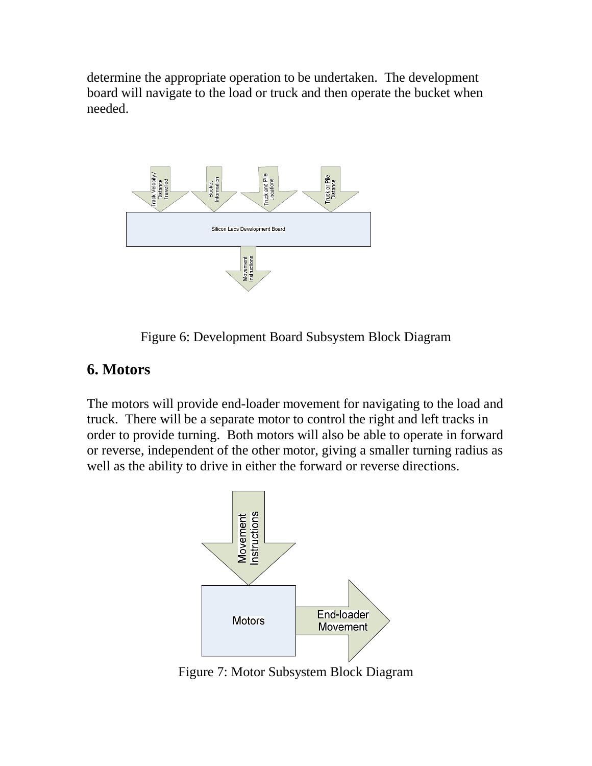determine the appropriate operation to be undertaken. The development board will navigate to the load or truck and then operate the bucket when needed.

Figure 6: Development Board Subsystem Block Diagram

## 6. Motors

The motors will provide end-loader movement for navigating to the load and truck. There will be a separate motor to control the right and left tracks in order to provide turning. Both motors will also be able to operate in forward or reverse, independent of the other motor, giving a smaller turning radius as well as the ability to drive in either the forward or reverse directions.

Figure 7: Motor Subsystem Block Diagram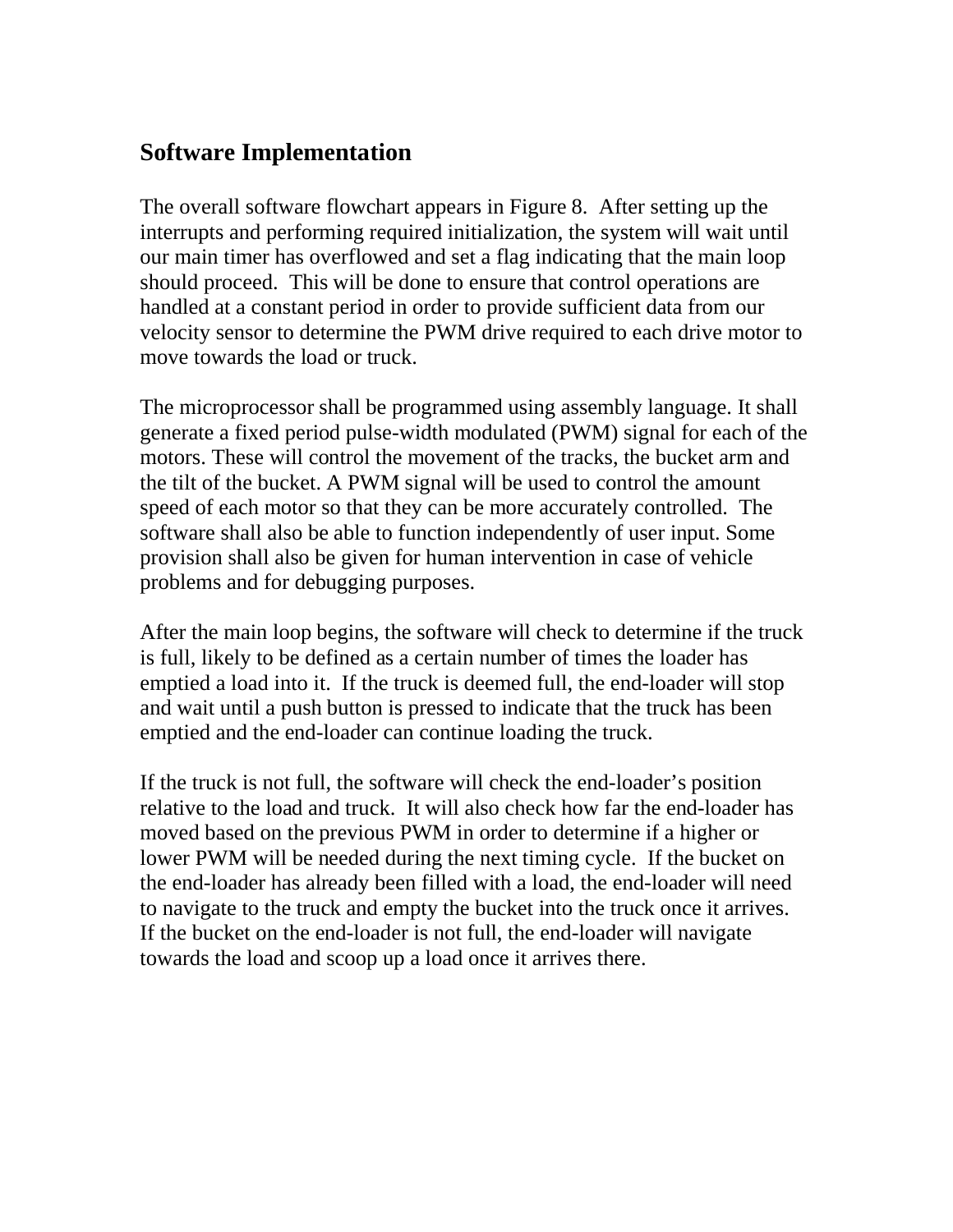## Software Implementation

The overall software flowchart appears in Figure 8. After setting up the interrupts and performing required initialization, the system will wait until our main timer has overflowed and set a flag indicating that the main loop should proceed. This will be done to ensure that control operations are handled at a constant period in order to provide sufficient data from our velocity sensor to determine the PWM drive required to each drive motor to move towards the load or truck.

The microprocessor shall be programmed using assembly language. It shall generate a fixed period pulse-width modulated (PWM) signal for each of the motors. These will control the movement of the tracks, the bucket arm and the tilt of the bucket. A PWM signal will be used to control the amount speed of each motor so that they can be more accurately controlled. The software shall also be able to function independently of user input. Some provision shall also be given for human intervention in case of vehicle problems and for debugging purposes.

After the main loop begins, the software will check to determine if the truck is full, likely to be defined as a certain number of times the loader has emptied a load into it. If the truck is deemed full, the end-loader will stop and wait until a push button is pressed to indicate that the truck has been emptied and the end-loader can continue loading the truck.

If the truck is not full, the software will check the end-loader's position relative to the load and truck. It will also check how far the end-loader has moved based on the previous PWM in order to determine if a higher or lower PWM will be needed during the next timing cycle. If the bucket on the end-loader has already been filled with a load, the end-loader will need to navigate to the truck and empty the bucket into the truck once it arrives. If the bucket on the end-loader is not full, the end-loader will navigate towards the load and scoop up a load once it arrives there.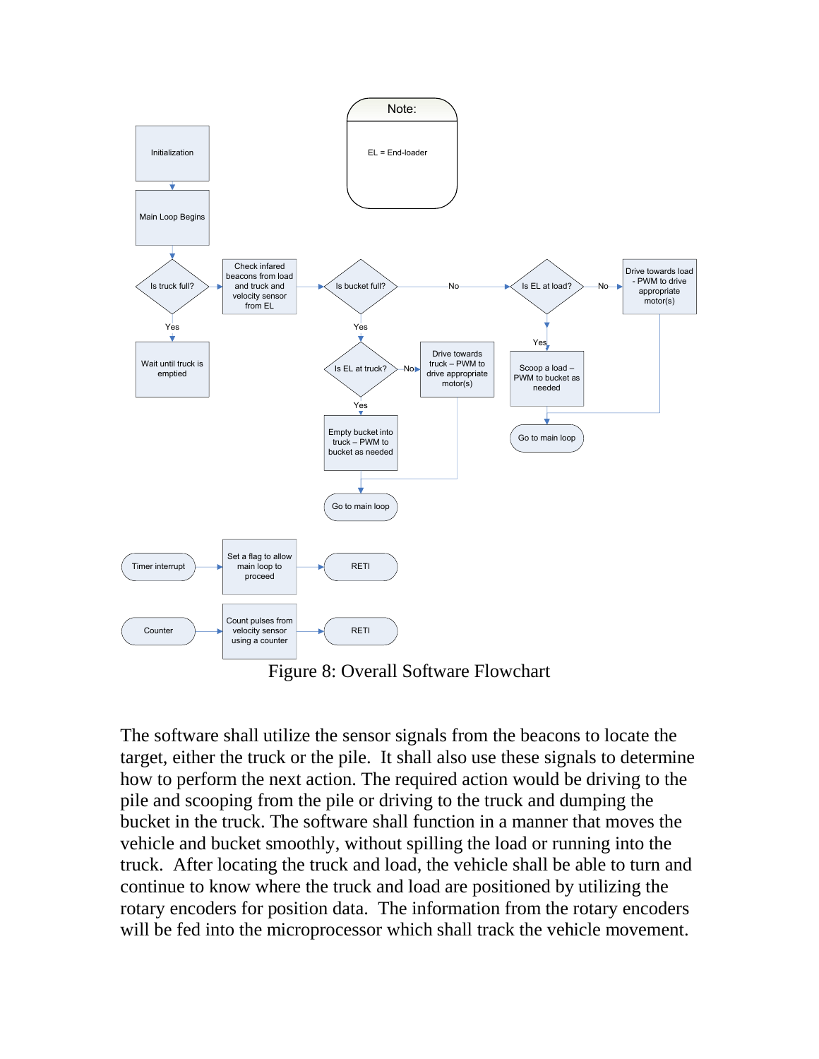Note:

EL = End-loader

- Initialization
- Main Loop Begins
- Is truck full?
  - Yes → Wait until truck is emptied
  - → Check infared beacons from load and truck and velocity sensor from EL
- Is bucket full?
  - Yes → Is EL at truck?
    - No → Drive towards truck – PWM to drive appropriate motor(s)
    - Yes → Empty bucket into truck – PWM to bucket as needed
    - → Go to main loop
  - No → Is EL at load?
    - No → Drive towards load - PWM to drive appropriate motor(s)
    - Yes → Scoop a load – PWM to bucket as needed
    - → Go to main loop
- Timer interrupt → Set a flag to allow main loop to proceed → RETI
- Counter → Count pulses from velocity sensor using a counter → RETI

Figure 8: Overall Software Flowchart

The software shall utilize the sensor signals from the beacons to locate the target, either the truck or the pile. It shall also use these signals to determine how to perform the next action. The required action would be driving to the pile and scooping from the pile or driving to the truck and dumping the bucket in the truck. The software shall function in a manner that moves the vehicle and bucket smoothly, without spilling the load or running into the truck. After locating the truck and load, the vehicle shall be able to turn and continue to know where the truck and load are positioned by utilizing the rotary encoders for position data. The information from the rotary encoders will be fed into the microprocessor which shall track the vehicle movement.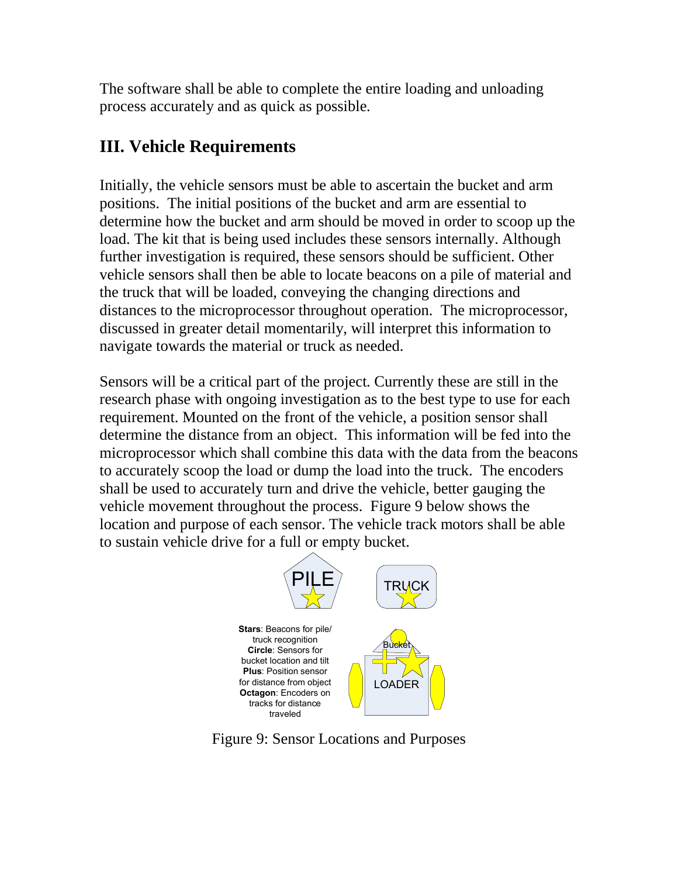The software shall be able to complete the entire loading and unloading process accurately and as quick as possible.

## III. Vehicle Requirements

Initially, the vehicle sensors must be able to ascertain the bucket and arm positions. The initial positions of the bucket and arm are essential to determine how the bucket and arm should be moved in order to scoop up the load. The kit that is being used includes these sensors internally. Although further investigation is required, these sensors should be sufficient. Other vehicle sensors shall then be able to locate beacons on a pile of material and the truck that will be loaded, conveying the changing directions and distances to the microprocessor throughout operation. The microprocessor, discussed in greater detail momentarily, will interpret this information to navigate towards the material or truck as needed.

Sensors will be a critical part of the project. Currently these are still in the research phase with ongoing investigation as to the best type to use for each requirement. Mounted on the front of the vehicle, a position sensor shall determine the distance from an object. This information will be fed into the microprocessor which shall combine this data with the data from the beacons to accurately scoop the load or dump the load into the truck. The encoders shall be used to accurately turn and drive the vehicle, better gauging the vehicle movement throughout the process. Figure 9 below shows the location and purpose of each sensor. The vehicle track motors shall be able to sustain vehicle drive for a full or empty bucket.

PILE

TRUCK

**Stars**: Beacons for pile/ truck recognition
**Circle**: Sensors for bucket location and tilt
**Plus**: Position sensor for distance from object
**Octagon**: Encoders on tracks for distance traveled

Bucket

LOADER

Figure 9: Sensor Locations and Purposes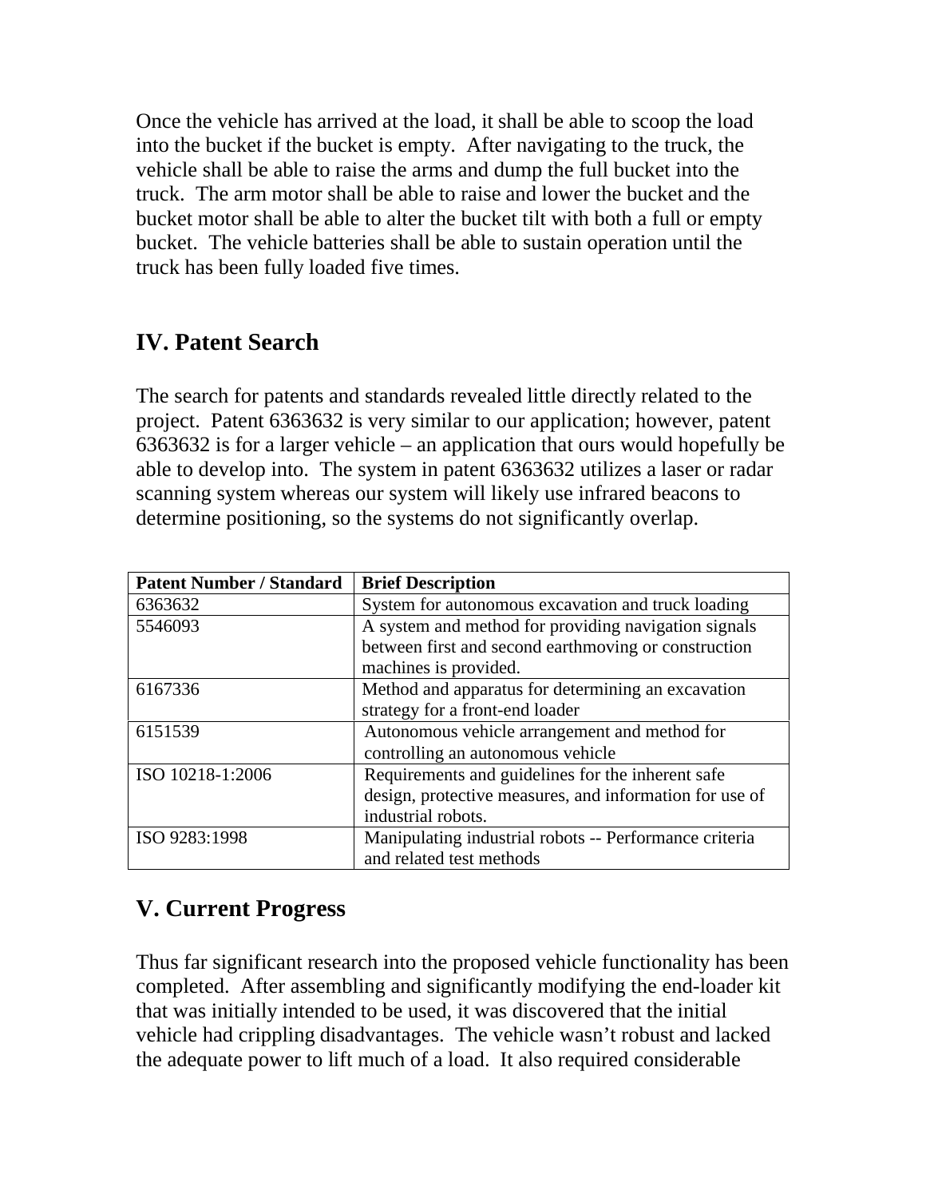Once the vehicle has arrived at the load, it shall be able to scoop the load into the bucket if the bucket is empty. After navigating to the truck, the vehicle shall be able to raise the arms and dump the full bucket into the truck. The arm motor shall be able to raise and lower the bucket and the bucket motor shall be able to alter the bucket tilt with both a full or empty bucket. The vehicle batteries shall be able to sustain operation until the truck has been fully loaded five times.

## IV. Patent Search

The search for patents and standards revealed little directly related to the project. Patent 6363632 is very similar to our application; however, patent 6363632 is for a larger vehicle – an application that ours would hopefully be able to develop into. The system in patent 6363632 utilizes a laser or radar scanning system whereas our system will likely use infrared beacons to determine positioning, so the systems do not significantly overlap.

| Patent Number / Standard | Brief Description |
|---|---|
| 6363632 | System for autonomous excavation and truck loading |
| 5546093 | A system and method for providing navigation signals between first and second earthmoving or construction machines is provided. |
| 6167336 | Method and apparatus for determining an excavation strategy for a front-end loader |
| 6151539 | Autonomous vehicle arrangement and method for controlling an autonomous vehicle |
| ISO 10218-1:2006 | Requirements and guidelines for the inherent safe design, protective measures, and information for use of industrial robots. |
| ISO 9283:1998 | Manipulating industrial robots -- Performance criteria and related test methods |

## V. Current Progress

Thus far significant research into the proposed vehicle functionality has been completed. After assembling and significantly modifying the end-loader kit that was initially intended to be used, it was discovered that the initial vehicle had crippling disadvantages. The vehicle wasn't robust and lacked the adequate power to lift much of a load. It also required considerable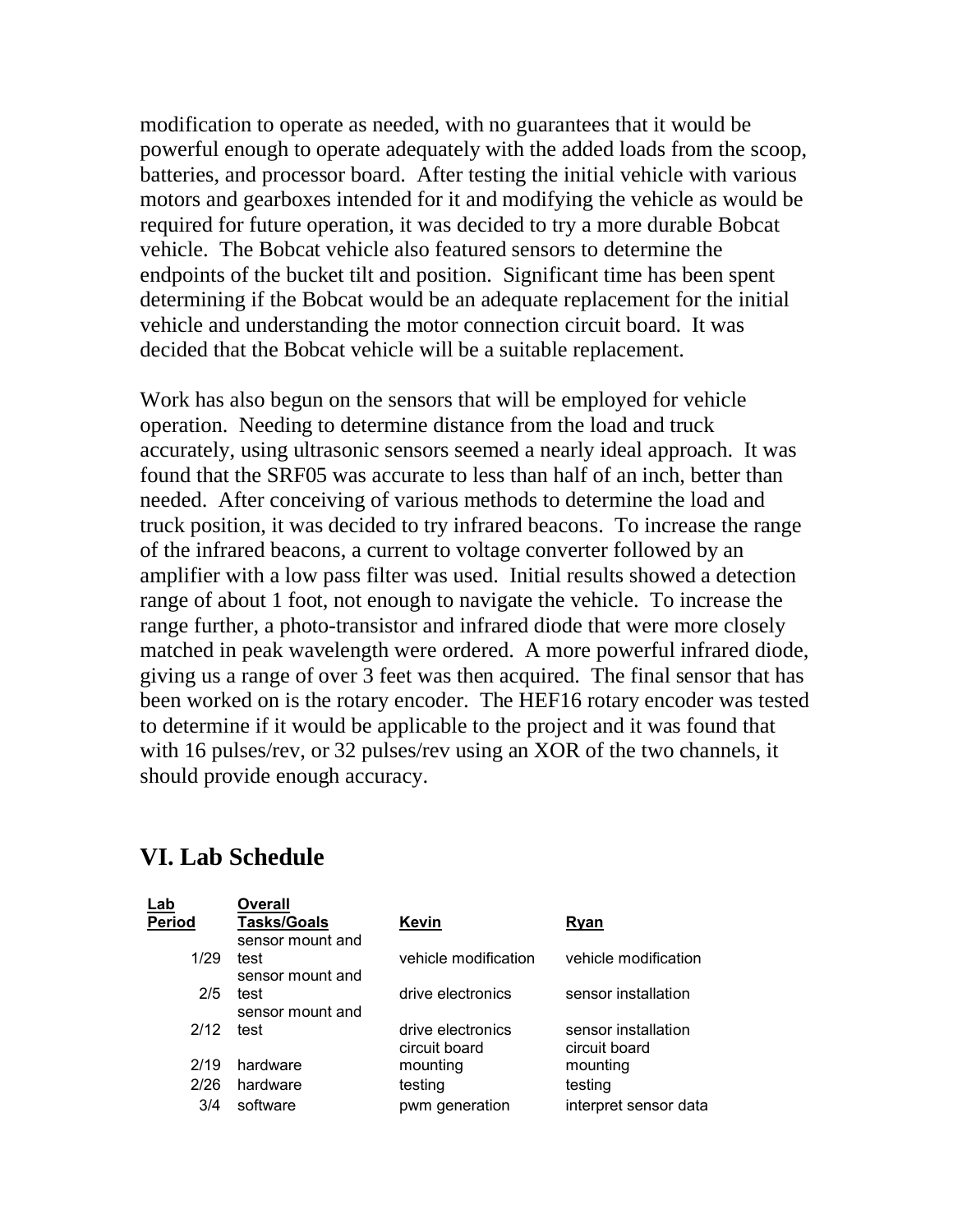modification to operate as needed, with no guarantees that it would be powerful enough to operate adequately with the added loads from the scoop, batteries, and processor board. After testing the initial vehicle with various motors and gearboxes intended for it and modifying the vehicle as would be required for future operation, it was decided to try a more durable Bobcat vehicle. The Bobcat vehicle also featured sensors to determine the endpoints of the bucket tilt and position. Significant time has been spent determining if the Bobcat would be an adequate replacement for the initial vehicle and understanding the motor connection circuit board. It was decided that the Bobcat vehicle will be a suitable replacement.

Work has also begun on the sensors that will be employed for vehicle operation. Needing to determine distance from the load and truck accurately, using ultrasonic sensors seemed a nearly ideal approach. It was found that the SRF05 was accurate to less than half of an inch, better than needed. After conceiving of various methods to determine the load and truck position, it was decided to try infrared beacons. To increase the range of the infrared beacons, a current to voltage converter followed by an amplifier with a low pass filter was used. Initial results showed a detection range of about 1 foot, not enough to navigate the vehicle. To increase the range further, a photo-transistor and infrared diode that were more closely matched in peak wavelength were ordered. A more powerful infrared diode, giving us a range of over 3 feet was then acquired. The final sensor that has been worked on is the rotary encoder. The HEF16 rotary encoder was tested to determine if it would be applicable to the project and it was found that with 16 pulses/rev, or 32 pulses/rev using an XOR of the two channels, it should provide enough accuracy.

## VI. Lab Schedule

| Lab Period | Overall Tasks/Goals | Kevin | Ryan |
|---|---|---|---|
| 1/29 | sensor mount and test | vehicle modification | vehicle modification |
| 2/5 | sensor mount and test | drive electronics | sensor installation |
| 2/12 | sensor mount and test | drive electronics | sensor installation |
| 2/19 | hardware | circuit board mounting | circuit board mounting |
| 2/26 | hardware | testing | testing |
| 3/4 | software | pwm generation | interpret sensor data |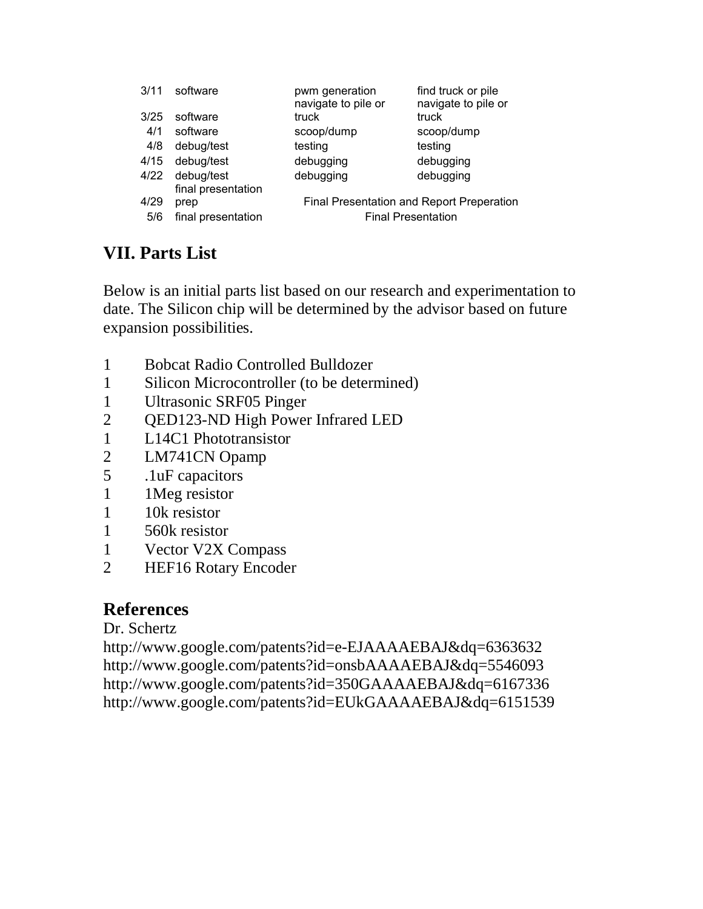| | | | |
|---|---|---|---|
| 3/11 | software | pwm generation | find truck or pile |
| 3/25 | software | navigate to pile or truck | navigate to pile or truck |
| 4/1 | software | scoop/dump | scoop/dump |
| 4/8 | debug/test | testing | testing |
| 4/15 | debug/test | debugging | debugging |
| 4/22 | debug/test | debugging | debugging |
| 4/29 | final presentation prep | Final Presentation and Report Preperation | |
| 5/6 | final presentation | Final Presentation | |

## VII. Parts List

Below is an initial parts list based on our research and experimentation to date. The Silicon chip will be determined by the advisor based on future expansion possibilities.

1 Bobcat Radio Controlled Bulldozer
1 Silicon Microcontroller (to be determined)
1 Ultrasonic SRF05 Pinger
2 QED123-ND High Power Infrared LED
1 L14C1 Phototransistor
2 LM741CN Opamp
5 .1uF capacitors
1 1Meg resistor
1 10k resistor
1 560k resistor
1 Vector V2X Compass
2 HEF16 Rotary Encoder

## References

Dr. Schertz
http://www.google.com/patents?id=e-EJAAAAEBAJ&dq=6363632
http://www.google.com/patents?id=onsbAAAAEBAJ&dq=5546093
http://www.google.com/patents?id=350GAAAAEBAJ&dq=6167336
http://www.google.com/patents?id=EUkGAAAAEBAJ&dq=6151539